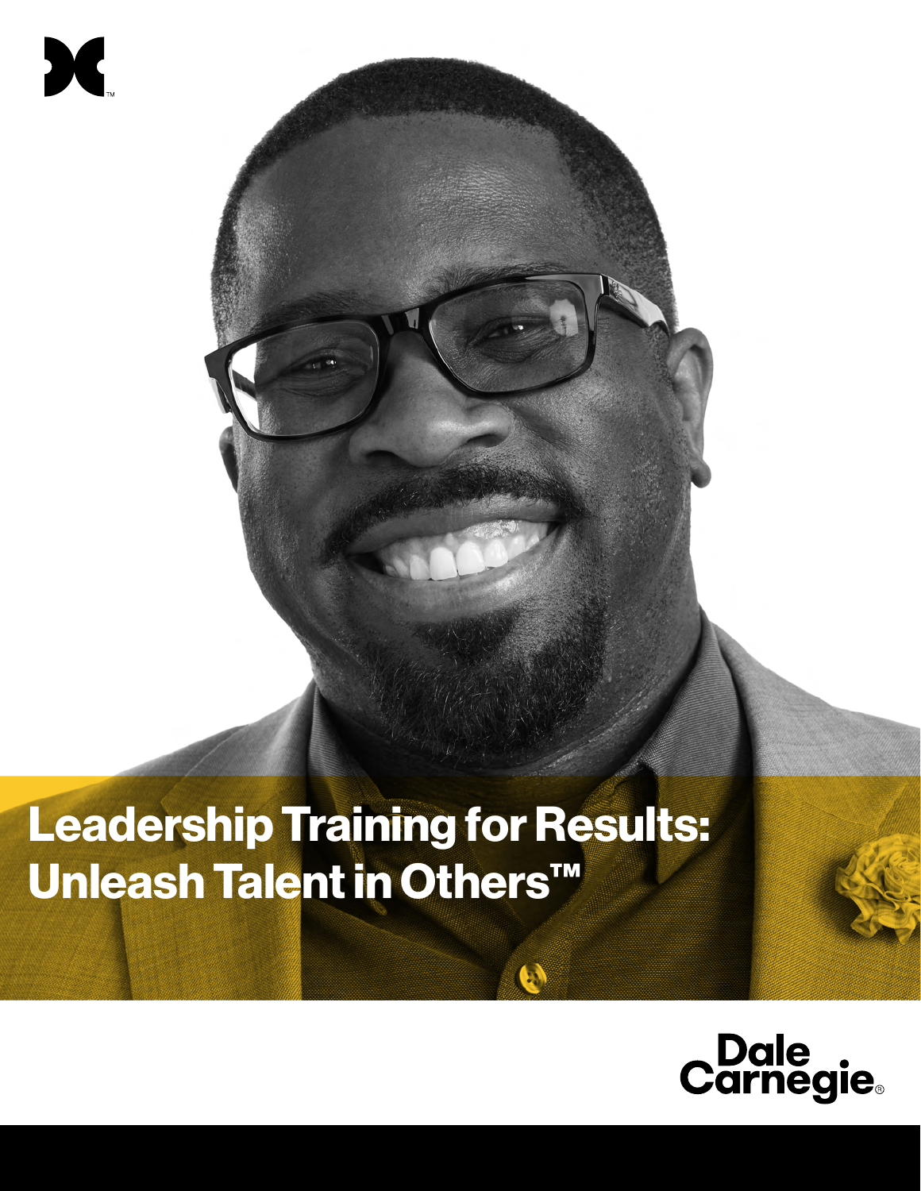# Leadership Training for Results: Unleash Talent in Others™

Dale Carnegie®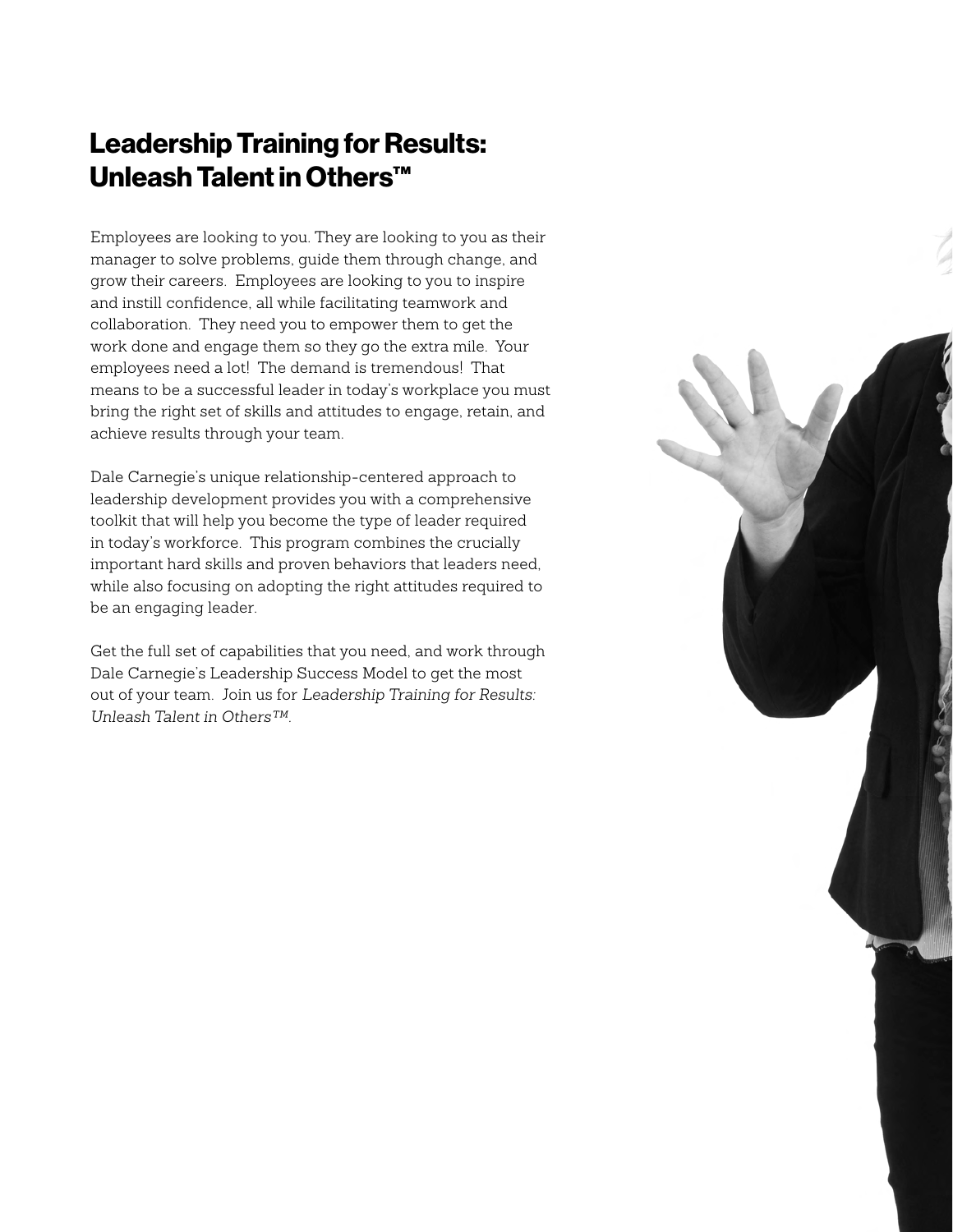# Leadership Training for Results: Unleash Talent in Others™

Employees are looking to you. They are looking to you as their manager to solve problems, guide them through change, and grow their careers. Employees are looking to you to inspire and instill confidence, all while facilitating teamwork and collaboration. They need you to empower them to get the work done and engage them so they go the extra mile. Your employees need a lot! The demand is tremendous! That means to be a successful leader in today's workplace you must bring the right set of skills and attitudes to engage, retain, and achieve results through your team.

Dale Carnegie's unique relationship-centered approach to leadership development provides you with a comprehensive toolkit that will help you become the type of leader required in today's workforce. This program combines the crucially important hard skills and proven behaviors that leaders need, while also focusing on adopting the right attitudes required to be an engaging leader.

Get the full set of capabilities that you need, and work through Dale Carnegie's Leadership Success Model to get the most out of your team. Join us for *Leadership Training for Results: Unleash Talent in Others™*.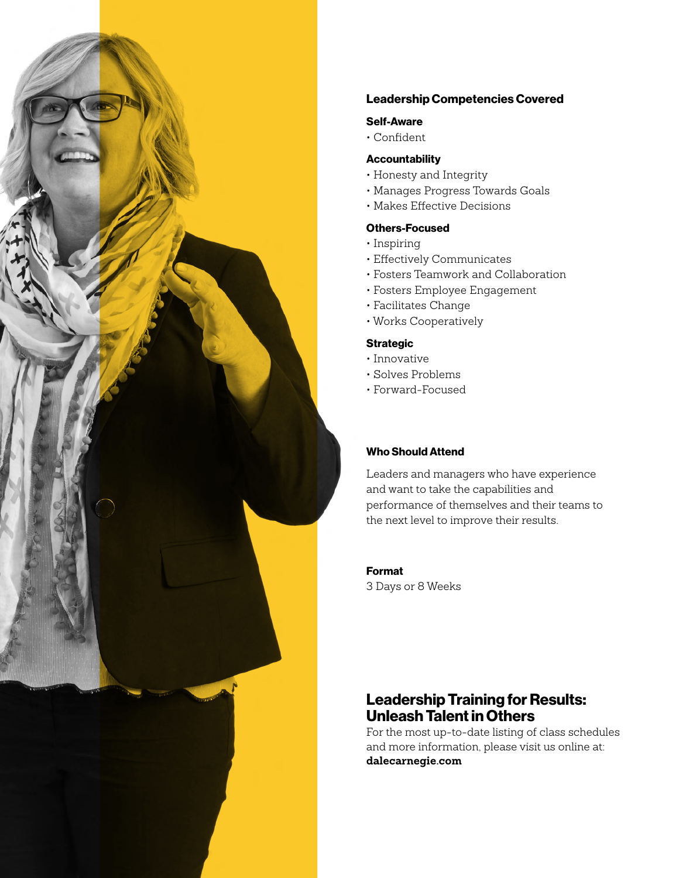## Leadership Competencies Covered

### Self-Aware

- Confident

### Accountability

- Honesty and Integrity
- Manages Progress Towards Goals
- Makes Effective Decisions

### Others-Focused

- Inspiring
- Effectively Communicates
- Fosters Teamwork and Collaboration
- Fosters Employee Engagement
- Facilitates Change
- Works Cooperatively

### Strategic

- Innovative
- Solves Problems
- Forward-Focused

## Who Should Attend

Leaders and managers who have experience and want to take the capabilities and performance of themselves and their teams to the next level to improve their results.

## Format

3 Days or 8 Weeks

## Leadership Training for Results: Unleash Talent in Others

For the most up-to-date listing of class schedules and more information, please visit us online at: **dalecarnegie.com**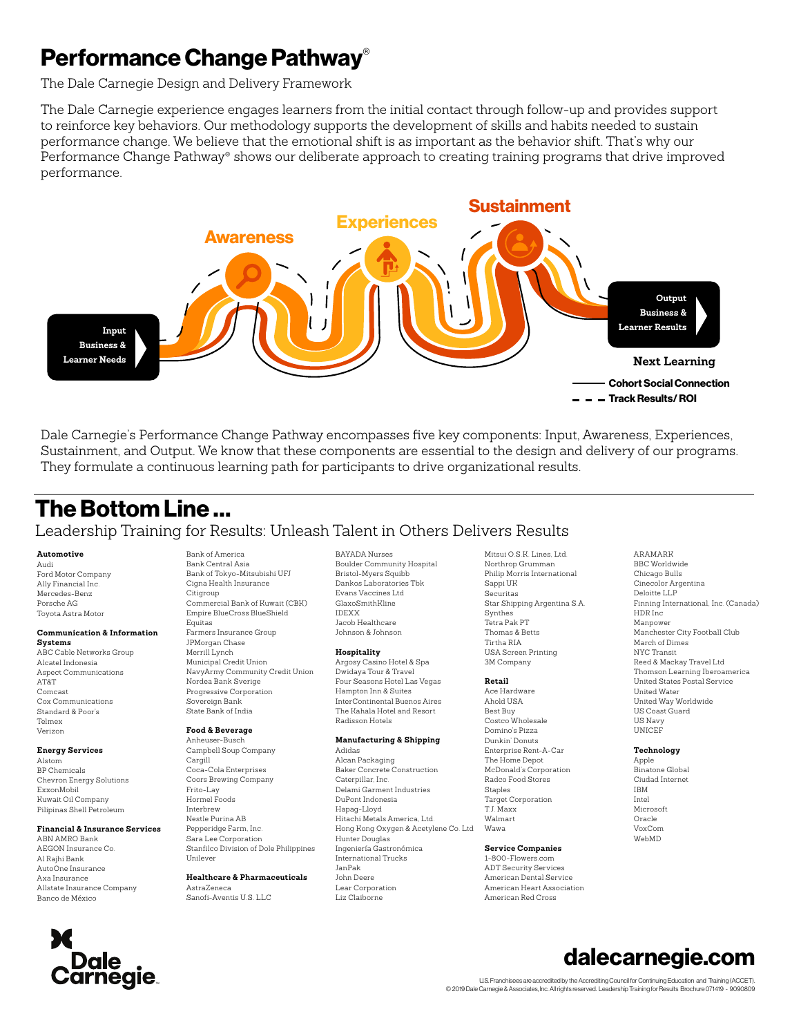# Performance Change Pathway®

The Dale Carnegie Design and Delivery Framework

The Dale Carnegie experience engages learners from the initial contact through follow-up and provides support to reinforce key behaviors. Our methodology supports the development of skills and habits needed to sustain performance change. We believe that the emotional shift is as important as the behavior shift. That's why our Performance Change Pathway® shows our deliberate approach to creating training programs that drive improved performance.

Input
Business &
Learner Needs

Awareness

Experiences

Sustainment

Output
Business &
Learner Results

Next Learning

Cohort Social Connection

Track Results/ ROI

Dale Carnegie's Performance Change Pathway encompasses five key components: Input, Awareness, Experiences, Sustainment, and Output. We know that these components are essential to the design and delivery of our programs. They formulate a continuous learning path for participants to drive organizational results.

## The Bottom Line ...

Leadership Training for Results: Unleash Talent in Others Delivers Results

**Automotive**
Audi
Ford Motor Company
Ally Financial Inc.
Mercedes-Benz
Porsche AG
Toyota Astra Motor

**Communication & Information Systems**
ABC Cable Networks Group
Alcatel Indonesia
Aspect Communications
AT&T
Comcast
Cox Communications
Standard & Poor's
Telmex
Verizon

**Energy Services**
Alstom
BP Chemicals
Chevron Energy Solutions
ExxonMobil
Kuwait Oil Company
Pilipinas Shell Petroleum

**Financial & Insurance Services**
ABN AMRO Bank
AEGON Insurance Co.
Al Rajhi Bank
AutoOne Insurance
Axa Insurance
Allstate Insurance Company
Banco de México
Bank of America
Bank Central Asia
Bank of Tokyo-Mitsubishi UFJ
Cigna Health Insurance
Citigroup
Commercial Bank of Kuwait (CBK)
Empire BlueCross BlueShield
Equitas
Farmers Insurance Group
JPMorgan Chase
Merrill Lynch
Municipal Credit Union
NavyArmy Community Credit Union
Nordea Bank Sverige
Progressive Corporation
Sovereign Bank
State Bank of India

**Food & Beverage**
Anheuser-Busch
Campbell Soup Company
Cargill
Coca-Cola Enterprises
Coors Brewing Company
Frito-Lay
Hormel Foods
Interbrew
Nestle Purina AB
Pepperidge Farm, Inc.
Sara Lee Corporation
Stanfilco Division of Dole Philippines
Unilever

**Healthcare & Pharmaceuticals**
AstraZeneca
Sanofi-Aventis U.S. LLC
BAYADA Nurses
Boulder Community Hospital
Bristol-Myers Squibb
Dankos Laboratories Tbk
Evans Vaccines Ltd
GlaxoSmithKline
IDEXX
Jacob Healthcare
Johnson & Johnson

**Hospitality**
Argosy Casino Hotel & Spa
Dwidaya Tour & Travel
Four Seasons Hotel Las Vegas
Hampton Inn & Suites
InterContinental Buenos Aires
The Kahala Hotel and Resort
Radisson Hotels

**Manufacturing & Shipping**
Adidas
Alcan Packaging
Baker Concrete Construction
Caterpillar, Inc.
Delami Garment Industries
DuPont Indonesia
Hapag-Lloyd
Hitachi Metals America, Ltd.
Hong Kong Oxygen & Acetylene Co. Ltd
Hunter Douglas
Ingeniería Gastronómica
International Trucks
JanPak
John Deere
Lear Corporation
Liz Claiborne
Mitsui O.S.K. Lines, Ltd.
Northrop Grumman
Philip Morris International
Sappi UK
Securitas
Star Shipping Argentina S.A.
Synthes
Tetra Pak PT
Thomas & Betts
Tirtha RIA
USA Screen Printing
3M Company

**Retail**
Ace Hardware
Ahold USA
Best Buy
Costco Wholesale
Domino's Pizza
Dunkin' Donuts
Enterprise Rent-A-Car
The Home Depot
McDonald's Corporation
Radco Food Stores
Staples
Target Corporation
T.J. Maxx
Walmart
Wawa

**Service Companies**
1-800-Flowers.com
ADT Security Services
American Dental Service
American Heart Association
American Red Cross
ARAMARK
BBC Worldwide
Chicago Bulls
Cinecolor Argentina
Deloitte LLP
Finning International, Inc. (Canada)
HDR Inc
Manpower
Manchester City Football Club
March of Dimes
NYC Transit
Reed & Mackay Travel Ltd
Thomson Learning Iberoamerica
United States Postal Service
United Water
United Way Worldwide
US Coast Guard
US Navy
UNICEF

**Technology**
Apple
Binatone Global
Ciudad Internet
IBM
Intel
Microsoft
Oracle
VoxCom
WebMD

Dale Carnegie

dalecarnegie.com

U.S. Franchisees are accredited by the Accrediting Council for Continuing Education and Training (ACCET).
© 2019 Dale Carnegie & Associates, Inc. All rights reserved. Leadership Training for Results Brochure 071419 - 9090809